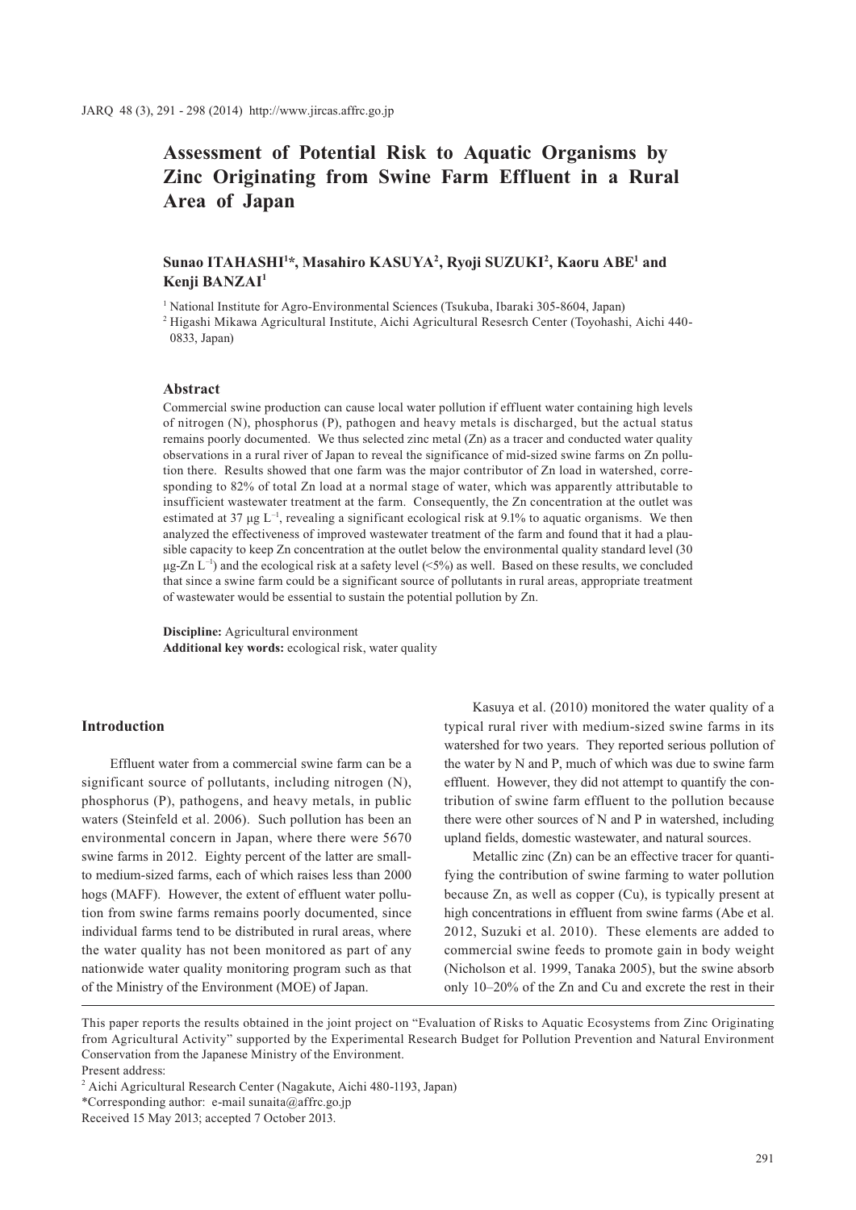# Assessment of Potential Risk to Aquatic Organisms by Zinc Originating from Swine Farm Effluent in a Rural Area of Japan

**Sunao ITAHASHI[1]*, Masahiro KASUYA[2], Ryoji SUZUKI[2], Kaoru ABE[1] and Kenji BANZAI[1]**

[1] National Institute for Agro-Environmental Sciences (Tsukuba, Ibaraki 305-8604, Japan)

[2] Higashi Mikawa Agricultural Institute, Aichi Agricultural Resesrch Center (Toyohashi, Aichi 440-0833, Japan)

### Abstract

Commercial swine production can cause local water pollution if effluent water containing high levels of nitrogen (N), phosphorus (P), pathogen and heavy metals is discharged, but the actual status remains poorly documented. We thus selected zinc metal (Zn) as a tracer and conducted water quality observations in a rural river of Japan to reveal the significance of mid-sized swine farms on Zn pollution there. Results showed that one farm was the major contributor of Zn load in watershed, corresponding to 82% of total Zn load at a normal stage of water, which was apparently attributable to insufficient wastewater treatment at the farm. Consequently, the Zn concentration at the outlet was estimated at 37 μg $L^{-1}$, revealing a significant ecological risk at 9.1% to aquatic organisms. We then analyzed the effectiveness of improved wastewater treatment of the farm and found that it had a plausible capacity to keep Zn concentration at the outlet below the environmental quality standard level (30 μg-Zn $L^{-1}$) and the ecological risk at a safety level (<5%) as well. Based on these results, we concluded that since a swine farm could be a significant source of pollutants in rural areas, appropriate treatment of wastewater would be essential to sustain the potential pollution by Zn.

**Discipline:** Agricultural environment
**Additional key words:** ecological risk, water quality

## Introduction

Effluent water from a commercial swine farm can be a significant source of pollutants, including nitrogen (N), phosphorus (P), pathogens, and heavy metals, in public waters (Steinfeld et al. 2006). Such pollution has been an environmental concern in Japan, where there were 5670 swine farms in 2012. Eighty percent of the latter are small-to medium-sized farms, each of which raises less than 2000 hogs (MAFF). However, the extent of effluent water pollution from swine farms remains poorly documented, since individual farms tend to be distributed in rural areas, where the water quality has not been monitored as part of any nationwide water quality monitoring program such as that of the Ministry of the Environment (MOE) of Japan.

Kasuya et al. (2010) monitored the water quality of a typical rural river with medium-sized swine farms in its watershed for two years. They reported serious pollution of the water by N and P, much of which was due to swine farm effluent. However, they did not attempt to quantify the contribution of swine farm effluent to the pollution because there were other sources of N and P in watershed, including upland fields, domestic wastewater, and natural sources.

Metallic zinc (Zn) can be an effective tracer for quantifying the contribution of swine farming to water pollution because Zn, as well as copper (Cu), is typically present at high concentrations in effluent from swine farms (Abe et al. 2012, Suzuki et al. 2010). These elements are added to commercial swine feeds to promote gain in body weight (Nicholson et al. 1999, Tanaka 2005), but the swine absorb only 10–20% of the Zn and Cu and excrete the rest in their

---

This paper reports the results obtained in the joint project on "Evaluation of Risks to Aquatic Ecosystems from Zinc Originating from Agricultural Activity" supported by the Experimental Research Budget for Pollution Prevention and Natural Environment Conservation from the Japanese Ministry of the Environment.

Present address:

[2] Aichi Agricultural Research Center (Nagakute, Aichi 480-1193, Japan)

*Corresponding author: e-mail sunaita@affrc.go.jp

Received 15 May 2013; accepted 7 October 2013.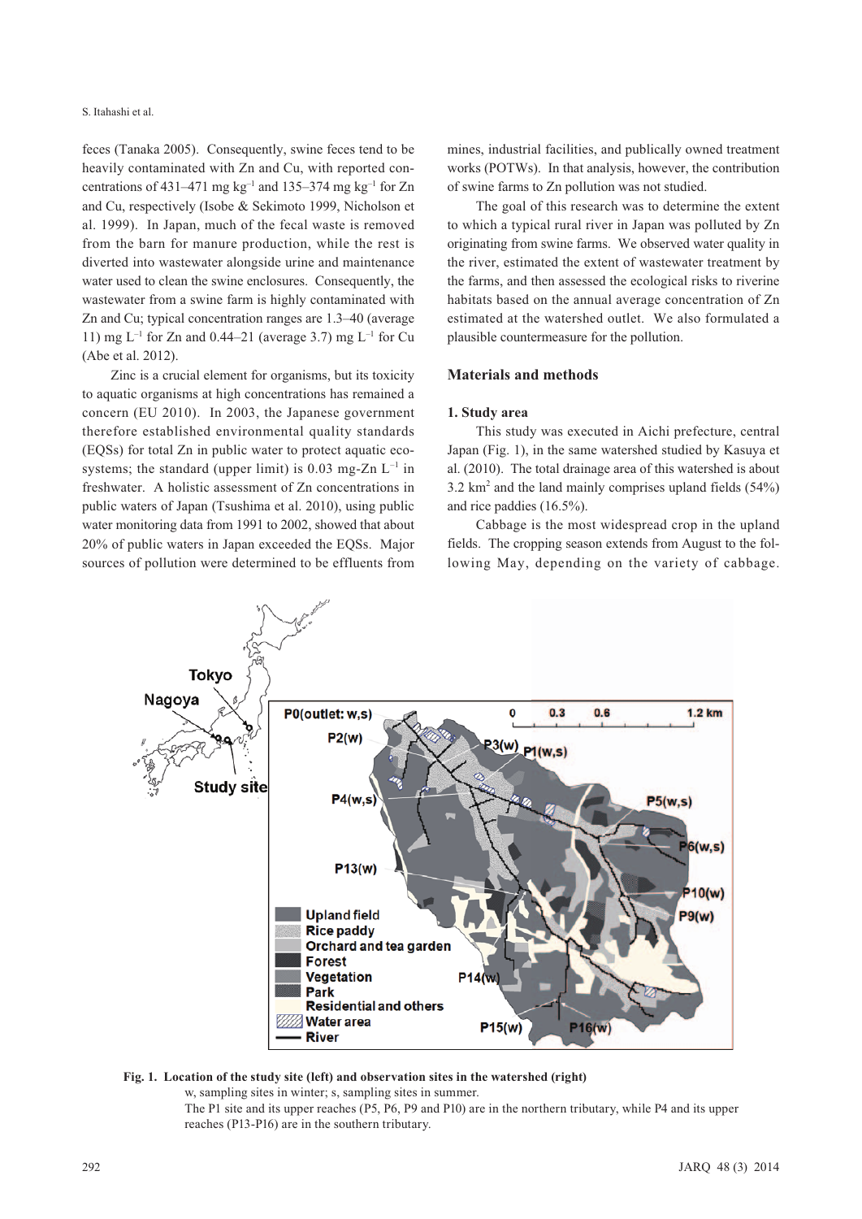feces (Tanaka 2005). Consequently, swine feces tend to be heavily contaminated with Zn and Cu, with reported concentrations of 431–471 mg $kg^{-1}$ and 135–374 mg $kg^{-1}$ for Zn and Cu, respectively (Isobe & Sekimoto 1999, Nicholson et al. 1999). In Japan, much of the fecal waste is removed from the barn for manure production, while the rest is diverted into wastewater alongside urine and maintenance water used to clean the swine enclosures. Consequently, the wastewater from a swine farm is highly contaminated with Zn and Cu; typical concentration ranges are 1.3–40 (average 11) mg $L^{-1}$ for Zn and 0.44–21 (average 3.7) mg $L^{-1}$ for Cu (Abe et al. 2012).

Zinc is a crucial element for organisms, but its toxicity to aquatic organisms at high concentrations has remained a concern (EU 2010). In 2003, the Japanese government therefore established environmental quality standards (EQSs) for total Zn in public water to protect aquatic ecosystems; the standard (upper limit) is 0.03 mg-Zn $L^{-1}$ in freshwater. A holistic assessment of Zn concentrations in public waters of Japan (Tsushima et al. 2010), using public water monitoring data from 1991 to 2002, showed that about 20% of public waters in Japan exceeded the EQSs. Major sources of pollution were determined to be effluents from mines, industrial facilities, and publically owned treatment works (POTWs). In that analysis, however, the contribution of swine farms to Zn pollution was not studied.

The goal of this research was to determine the extent to which a typical rural river in Japan was polluted by Zn originating from swine farms. We observed water quality in the river, estimated the extent of wastewater treatment by the farms, and then assessed the ecological risks to riverine habitats based on the annual average concentration of Zn estimated at the watershed outlet. We also formulated a plausible countermeasure for the pollution.

## Materials and methods

### 1. Study area

This study was executed in Aichi prefecture, central Japan (Fig. 1), in the same watershed studied by Kasuya et al. (2010). The total drainage area of this watershed is about 3.2 $km^2$ and the land mainly comprises upland fields (54%) and rice paddies (16.5%).

Cabbage is the most widespread crop in the upland fields. The cropping season extends from August to the following May, depending on the variety of cabbage.

**Fig. 1. Location of the study site (left) and observation sites in the watershed (right)**

w, sampling sites in winter; s, sampling sites in summer.
The P1 site and its upper reaches (P5, P6, P9 and P10) are in the northern tributary, while P4 and its upper reaches (P13-P16) are in the southern tributary.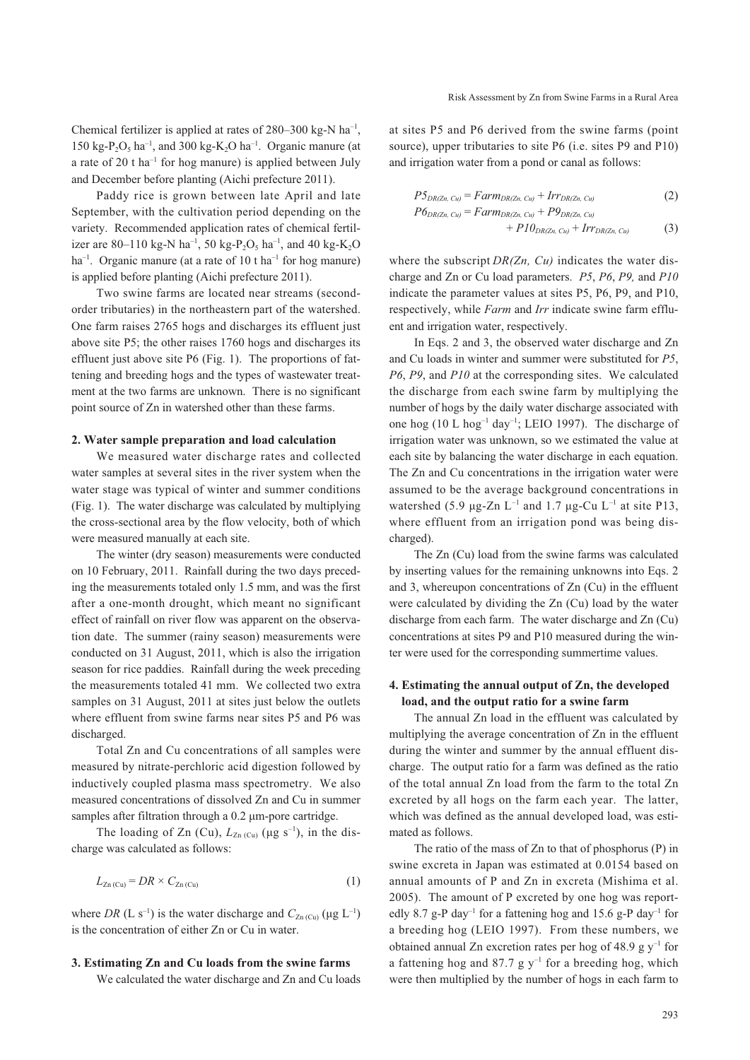Chemical fertilizer is applied at rates of 280–300 kg-N ha$^{-1}$, 150 kg-$P_2O_5$ ha$^{-1}$, and 300 kg-$K_2O$ ha$^{-1}$. Organic manure (at a rate of 20 t ha$^{-1}$ for hog manure) is applied between July and December before planting (Aichi prefecture 2011).

Paddy rice is grown between late April and late September, with the cultivation period depending on the variety. Recommended application rates of chemical fertilizer are 80–110 kg-N ha$^{-1}$, 50 kg-$P_2O_5$ ha$^{-1}$, and 40 kg-$K_2O$ ha$^{-1}$. Organic manure (at a rate of 10 t ha$^{-1}$ for hog manure) is applied before planting (Aichi prefecture 2011).

Two swine farms are located near streams (second-order tributaries) in the northeastern part of the watershed. One farm raises 2765 hogs and discharges its effluent just above site P5; the other raises 1760 hogs and discharges its effluent just above site P6 (Fig. 1). The proportions of fattening and breeding hogs and the types of wastewater treatment at the two farms are unknown. There is no significant point source of Zn in watershed other than these farms.

### 2. Water sample preparation and load calculation

We measured water discharge rates and collected water samples at several sites in the river system when the water stage was typical of winter and summer conditions (Fig. 1). The water discharge was calculated by multiplying the cross-sectional area by the flow velocity, both of which were measured manually at each site.

The winter (dry season) measurements were conducted on 10 February, 2011. Rainfall during the two days preceding the measurements totaled only 1.5 mm, and was the first after a one-month drought, which meant no significant effect of rainfall on river flow was apparent on the observation date. The summer (rainy season) measurements were conducted on 31 August, 2011, which is also the irrigation season for rice paddies. Rainfall during the week preceding the measurements totaled 41 mm. We collected two extra samples on 31 August, 2011 at sites just below the outlets where effluent from swine farms near sites P5 and P6 was discharged.

Total Zn and Cu concentrations of all samples were measured by nitrate-perchloric acid digestion followed by inductively coupled plasma mass spectrometry. We also measured concentrations of dissolved Zn and Cu in summer samples after filtration through a 0.2 μm-pore cartridge.

The loading of Zn (Cu), $L_{\mathrm{Zn\,(Cu)}}$ (μg s$^{-1}$), in the discharge was calculated as follows:

$$L_{\mathrm{Zn\,(Cu)}} = DR \times C_{\mathrm{Zn\,(Cu)}} \tag{1}$$

where $DR$ (L s$^{-1}$) is the water discharge and $C_{\mathrm{Zn\,(Cu)}}$ (μg L$^{-1}$) is the concentration of either Zn or Cu in water.

### 3. Estimating Zn and Cu loads from the swine farms

We calculated the water discharge and Zn and Cu loads at sites P5 and P6 derived from the swine farms (point source), upper tributaries to site P6 (i.e. sites P9 and P10) and irrigation water from a pond or canal as follows:

$$P5_{DR(Zn,\,Cu)} = Farm_{DR(Zn,\,Cu)} + Irr_{DR(Zn,\,Cu)} \tag{2}$$

$$P6_{DR(Zn,\,Cu)} = Farm_{DR(Zn,\,Cu)} + P9_{DR(Zn,\,Cu)} + P10_{DR(Zn,\,Cu)} + Irr_{DR(Zn,\,Cu)} \tag{3}$$

where the subscript $DR(Zn, Cu)$ indicates the water discharge and Zn or Cu load parameters. $P5$, $P6$, $P9$, and $P10$ indicate the parameter values at sites P5, P6, P9, and P10, respectively, while $Farm$ and $Irr$ indicate swine farm effluent and irrigation water, respectively.

In Eqs. 2 and 3, the observed water discharge and Zn and Cu loads in winter and summer were substituted for $P5$, $P6$, $P9$, and $P10$ at the corresponding sites. We calculated the discharge from each swine farm by multiplying the number of hogs by the daily water discharge associated with one hog (10 L hog$^{-1}$ day$^{-1}$; LEIO 1997). The discharge of irrigation water was unknown, so we estimated the value at each site by balancing the water discharge in each equation. The Zn and Cu concentrations in the irrigation water were assumed to be the average background concentrations in watershed (5.9 μg-Zn L$^{-1}$ and 1.7 μg-Cu L$^{-1}$ at site P13, where effluent from an irrigation pond was being discharged).

The Zn (Cu) load from the swine farms was calculated by inserting values for the remaining unknowns into Eqs. 2 and 3, whereupon concentrations of Zn (Cu) in the effluent were calculated by dividing the Zn (Cu) load by the water discharge from each farm. The water discharge and Zn (Cu) concentrations at sites P9 and P10 measured during the winter were used for the corresponding summertime values.

### 4. Estimating the annual output of Zn, the developed load, and the output ratio for a swine farm

The annual Zn load in the effluent was calculated by multiplying the average concentration of Zn in the effluent during the winter and summer by the annual effluent discharge. The output ratio for a farm was defined as the ratio of the total annual Zn load from the farm to the total Zn excreted by all hogs on the farm each year. The latter, which was defined as the annual developed load, was estimated as follows.

The ratio of the mass of Zn to that of phosphorus (P) in swine excreta in Japan was estimated at 0.0154 based on annual amounts of P and Zn in excreta (Mishima et al. 2005). The amount of P excreted by one hog was reportedly 8.7 g-P day$^{-1}$ for a fattening hog and 15.6 g-P day$^{-1}$ for a breeding hog (LEIO 1997). From these numbers, we obtained annual Zn excretion rates per hog of 48.9 g y$^{-1}$ for a fattening hog and 87.7 g y$^{-1}$ for a breeding hog, which were then multiplied by the number of hogs in each farm to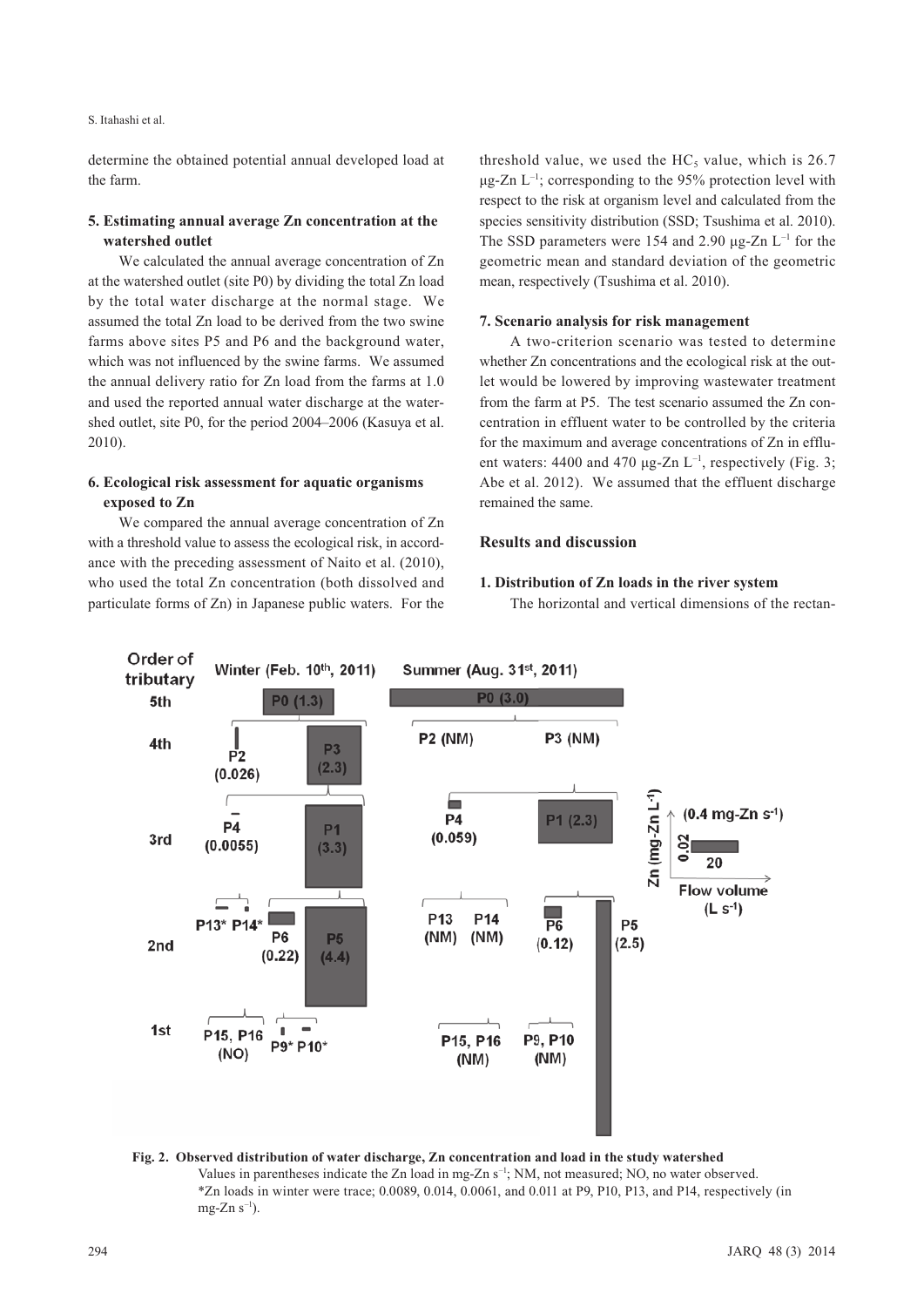determine the obtained potential annual developed load at the farm.

### 5. Estimating annual average Zn concentration at the watershed outlet

We calculated the annual average concentration of Zn at the watershed outlet (site P0) by dividing the total Zn load by the total water discharge at the normal stage. We assumed the total Zn load to be derived from the two swine farms above sites P5 and P6 and the background water, which was not influenced by the swine farms. We assumed the annual delivery ratio for Zn load from the farms at 1.0 and used the reported annual water discharge at the watershed outlet, site P0, for the period 2004–2006 (Kasuya et al. 2010).

### 6. Ecological risk assessment for aquatic organisms exposed to Zn

We compared the annual average concentration of Zn with a threshold value to assess the ecological risk, in accordance with the preceding assessment of Naito et al. (2010), who used the total Zn concentration (both dissolved and particulate forms of Zn) in Japanese public waters. For the threshold value, we used the $HC_5$ value, which is 26.7 μg-Zn $L^{-1}$; corresponding to the 95% protection level with respect to the risk at organism level and calculated from the species sensitivity distribution (SSD; Tsushima et al. 2010). The SSD parameters were 154 and 2.90 μg-Zn $L^{-1}$ for the geometric mean and standard deviation of the geometric mean, respectively (Tsushima et al. 2010).

### 7. Scenario analysis for risk management

A two-criterion scenario was tested to determine whether Zn concentrations and the ecological risk at the outlet would be lowered by improving wastewater treatment from the farm at P5. The test scenario assumed the Zn concentration in effluent water to be controlled by the criteria for the maximum and average concentrations of Zn in effluent waters: 4400 and 470 μg-Zn $L^{-1}$, respectively (Fig. 3; Abe et al. 2012). We assumed that the effluent discharge remained the same.

## Results and discussion

### 1. Distribution of Zn loads in the river system

The horizontal and vertical dimensions of the rectan-

**Fig. 2. Observed distribution of water discharge, Zn concentration and load in the study watershed**

Values in parentheses indicate the Zn load in mg-Zn $s^{-1}$; NM, not measured; NO, no water observed.
*Zn loads in winter were trace; 0.0089, 0.014, 0.0061, and 0.011 at P9, P10, P13, and P14, respectively (in mg-Zn $s^{-1}$).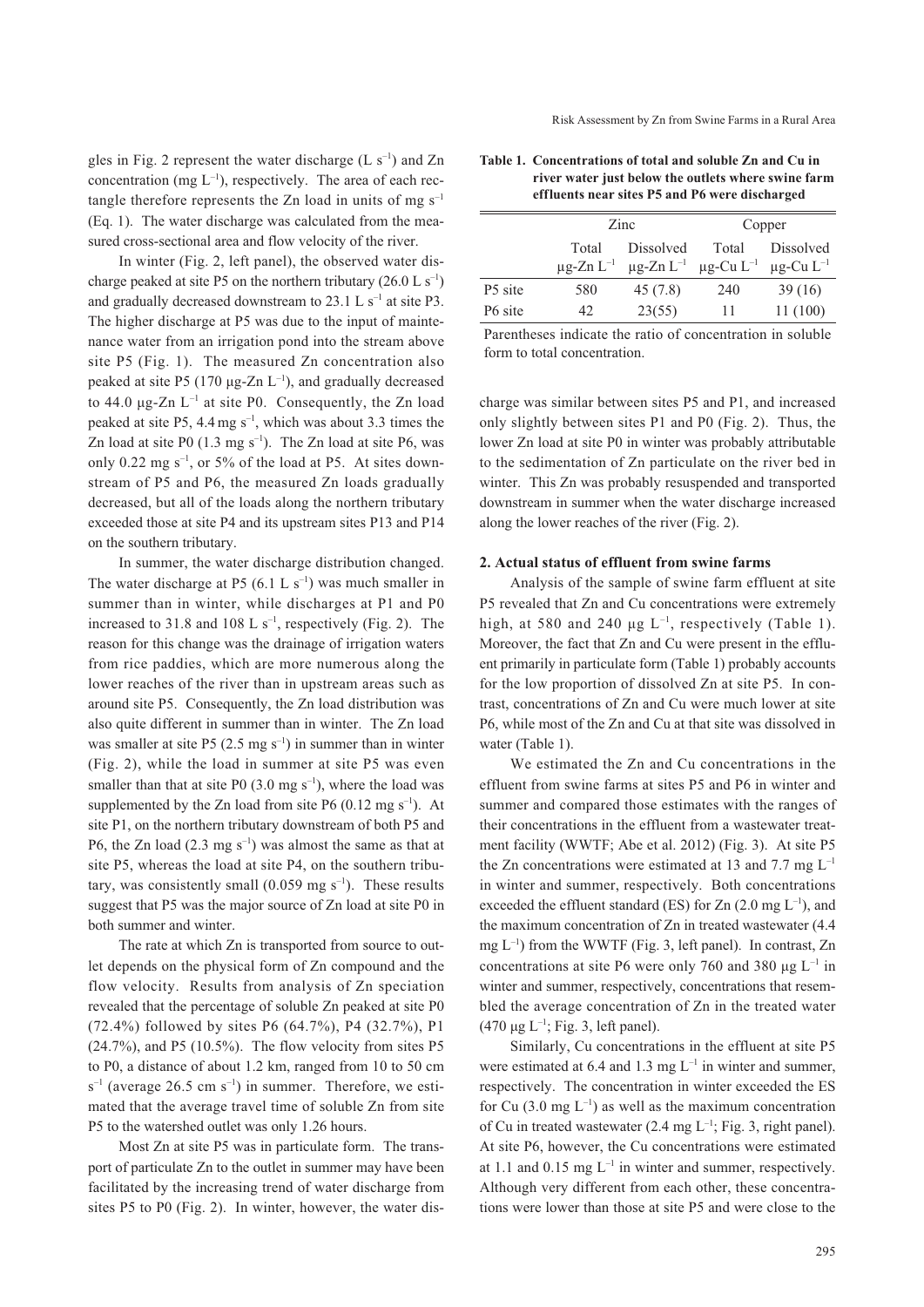gles in Fig. 2 represent the water discharge (L s$^{-1}$) and Zn concentration (mg L$^{-1}$), respectively. The area of each rectangle therefore represents the Zn load in units of mg s$^{-1}$ (Eq. 1). The water discharge was calculated from the measured cross-sectional area and flow velocity of the river.

In winter (Fig. 2, left panel), the observed water discharge peaked at site P5 on the northern tributary (26.0 L s$^{-1}$) and gradually decreased downstream to 23.1 L s$^{-1}$ at site P3. The higher discharge at P5 was due to the input of maintenance water from an irrigation pond into the stream above site P5 (Fig. 1). The measured Zn concentration also peaked at site P5 (170 μg-Zn L$^{-1}$), and gradually decreased to 44.0 μg-Zn L$^{-1}$ at site P0. Consequently, the Zn load peaked at site P5, 4.4 mg s$^{-1}$, which was about 3.3 times the Zn load at site P0 (1.3 mg s$^{-1}$). The Zn load at site P6, was only 0.22 mg s$^{-1}$, or 5% of the load at P5. At sites downstream of P5 and P6, the measured Zn loads gradually decreased, but all of the loads along the northern tributary exceeded those at site P4 and its upstream sites P13 and P14 on the southern tributary.

In summer, the water discharge distribution changed. The water discharge at P5 (6.1 L s$^{-1}$) was much smaller in summer than in winter, while discharges at P1 and P0 increased to 31.8 and 108 L s$^{-1}$, respectively (Fig. 2). The reason for this change was the drainage of irrigation waters from rice paddies, which are more numerous along the lower reaches of the river than in upstream areas such as around site P5. Consequently, the Zn load distribution was also quite different in summer than in winter. The Zn load was smaller at site P5 (2.5 mg s$^{-1}$) in summer than in winter (Fig. 2), while the load in summer at site P5 was even smaller than that at site P0 (3.0 mg s$^{-1}$), where the load was supplemented by the Zn load from site P6 (0.12 mg s$^{-1}$). At site P1, on the northern tributary downstream of both P5 and P6, the Zn load (2.3 mg s$^{-1}$) was almost the same as that at site P5, whereas the load at site P4, on the southern tributary, was consistently small (0.059 mg s$^{-1}$). These results suggest that P5 was the major source of Zn load at site P0 in both summer and winter.

The rate at which Zn is transported from source to outlet depends on the physical form of Zn compound and the flow velocity. Results from analysis of Zn speciation revealed that the percentage of soluble Zn peaked at site P0 (72.4%) followed by sites P6 (64.7%), P4 (32.7%), P1 (24.7%), and P5 (10.5%). The flow velocity from sites P5 to P0, a distance of about 1.2 km, ranged from 10 to 50 cm s$^{-1}$ (average 26.5 cm s$^{-1}$) in summer. Therefore, we estimated that the average travel time of soluble Zn from site P5 to the watershed outlet was only 1.26 hours.

Most Zn at site P5 was in particulate form. The transport of particulate Zn to the outlet in summer may have been facilitated by the increasing trend of water discharge from sites P5 to P0 (Fig. 2). In winter, however, the water discharge was similar between sites P5 and P1, and increased only slightly between sites P1 and P0 (Fig. 2). Thus, the lower Zn load at site P0 in winter was probably attributable to the sedimentation of Zn particulate on the river bed in winter. This Zn was probably resuspended and transported downstream in summer when the water discharge increased along the lower reaches of the river (Fig. 2).

**Table 1. Concentrations of total and soluble Zn and Cu in river water just below the outlets where swine farm effluents near sites P5 and P6 were discharged**

| | Zinc | | Copper | |
|---|---|---|---|---|
| | Total μg-Zn L$^{-1}$ | Dissolved μg-Zn L$^{-1}$ | Total μg-Cu L$^{-1}$ | Dissolved μg-Cu L$^{-1}$ |
| P5 site | 580 | 45 (7.8) | 240 | 39 (16) |
| P6 site | 42 | 23(55) | 11 | 11 (100) |

Parentheses indicate the ratio of concentration in soluble form to total concentration.

## 2. Actual status of effluent from swine farms

Analysis of the sample of swine farm effluent at site P5 revealed that Zn and Cu concentrations were extremely high, at 580 and 240 μg L$^{-1}$, respectively (Table 1). Moreover, the fact that Zn and Cu were present in the effluent primarily in particulate form (Table 1) probably accounts for the low proportion of dissolved Zn at site P5. In contrast, concentrations of Zn and Cu were much lower at site P6, while most of the Zn and Cu at that site was dissolved in water (Table 1).

We estimated the Zn and Cu concentrations in the effluent from swine farms at sites P5 and P6 in winter and summer and compared those estimates with the ranges of their concentrations in the effluent from a wastewater treatment facility (WWTF; Abe et al. 2012) (Fig. 3). At site P5 the Zn concentrations were estimated at 13 and 7.7 mg L$^{-1}$ in winter and summer, respectively. Both concentrations exceeded the effluent standard (ES) for Zn (2.0 mg L$^{-1}$), and the maximum concentration of Zn in treated wastewater (4.4 mg L$^{-1}$) from the WWTF (Fig. 3, left panel). In contrast, Zn concentrations at site P6 were only 760 and 380 μg L$^{-1}$ in winter and summer, respectively, concentrations that resembled the average concentration of Zn in the treated water (470 μg L$^{-1}$; Fig. 3, left panel).

Similarly, Cu concentrations in the effluent at site P5 were estimated at 6.4 and 1.3 mg L$^{-1}$ in winter and summer, respectively. The concentration in winter exceeded the ES for Cu (3.0 mg L$^{-1}$) as well as the maximum concentration of Cu in treated wastewater (2.4 mg L$^{-1}$; Fig. 3, right panel). At site P6, however, the Cu concentrations were estimated at 1.1 and 0.15 mg L$^{-1}$ in winter and summer, respectively. Although very different from each other, these concentrations were lower than those at site P5 and were close to the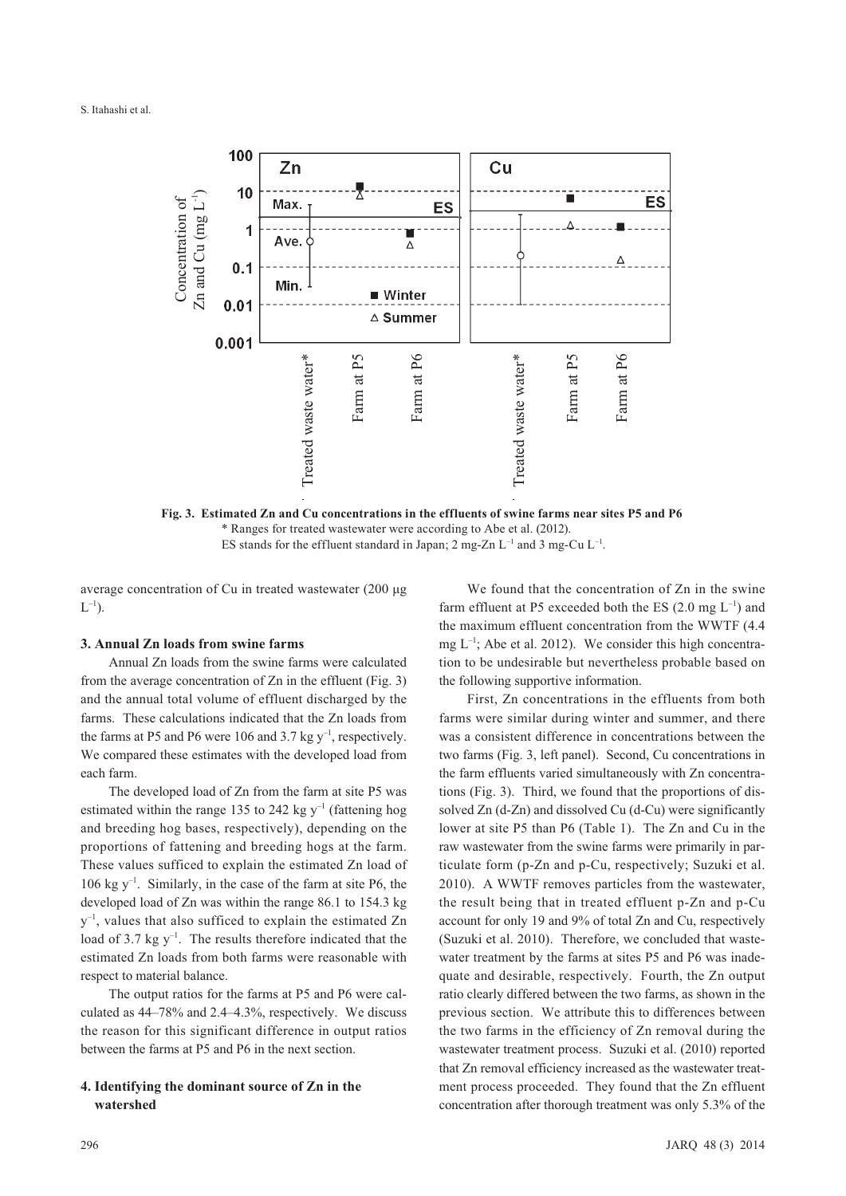**Fig. 3. Estimated Zn and Cu concentrations in the effluents of swine farms near sites P5 and P6**

\* Ranges for treated wastewater were according to Abe et al. (2012).

ES stands for the effluent standard in Japan; 2 mg-Zn $L^{-1}$ and 3 mg-Cu $L^{-1}$.

average concentration of Cu in treated wastewater (200 μg $L^{-1}$).

### 3. Annual Zn loads from swine farms

Annual Zn loads from the swine farms were calculated from the average concentration of Zn in the effluent (Fig. 3) and the annual total volume of effluent discharged by the farms. These calculations indicated that the Zn loads from the farms at P5 and P6 were 106 and 3.7 kg $y^{-1}$, respectively. We compared these estimates with the developed load from each farm.

The developed load of Zn from the farm at site P5 was estimated within the range 135 to 242 kg $y^{-1}$ (fattening hog and breeding hog bases, respectively), depending on the proportions of fattening and breeding hogs at the farm. These values sufficed to explain the estimated Zn load of 106 kg $y^{-1}$. Similarly, in the case of the farm at site P6, the developed load of Zn was within the range 86.1 to 154.3 kg $y^{-1}$, values that also sufficed to explain the estimated Zn load of 3.7 kg $y^{-1}$. The results therefore indicated that the estimated Zn loads from both farms were reasonable with respect to material balance.

The output ratios for the farms at P5 and P6 were calculated as 44–78% and 2.4–4.3%, respectively. We discuss the reason for this significant difference in output ratios between the farms at P5 and P6 in the next section.

### 4. Identifying the dominant source of Zn in the watershed

We found that the concentration of Zn in the swine farm effluent at P5 exceeded both the ES (2.0 mg $L^{-1}$) and the maximum effluent concentration from the WWTF (4.4 mg $L^{-1}$; Abe et al. 2012). We consider this high concentration to be undesirable but nevertheless probable based on the following supportive information.

First, Zn concentrations in the effluents from both farms were similar during winter and summer, and there was a consistent difference in concentrations between the two farms (Fig. 3, left panel). Second, Cu concentrations in the farm effluents varied simultaneously with Zn concentrations (Fig. 3). Third, we found that the proportions of dissolved Zn (d-Zn) and dissolved Cu (d-Cu) were significantly lower at site P5 than P6 (Table 1). The Zn and Cu in the raw wastewater from the swine farms were primarily in particulate form (p-Zn and p-Cu, respectively; Suzuki et al. 2010). A WWTF removes particles from the wastewater, the result being that in treated effluent p-Zn and p-Cu account for only 19 and 9% of total Zn and Cu, respectively (Suzuki et al. 2010). Therefore, we concluded that wastewater treatment by the farms at sites P5 and P6 was inadequate and desirable, respectively. Fourth, the Zn output ratio clearly differed between the two farms, as shown in the previous section. We attribute this to differences between the two farms in the efficiency of Zn removal during the wastewater treatment process. Suzuki et al. (2010) reported that Zn removal efficiency increased as the wastewater treatment process proceeded. They found that the Zn effluent concentration after thorough treatment was only 5.3% of the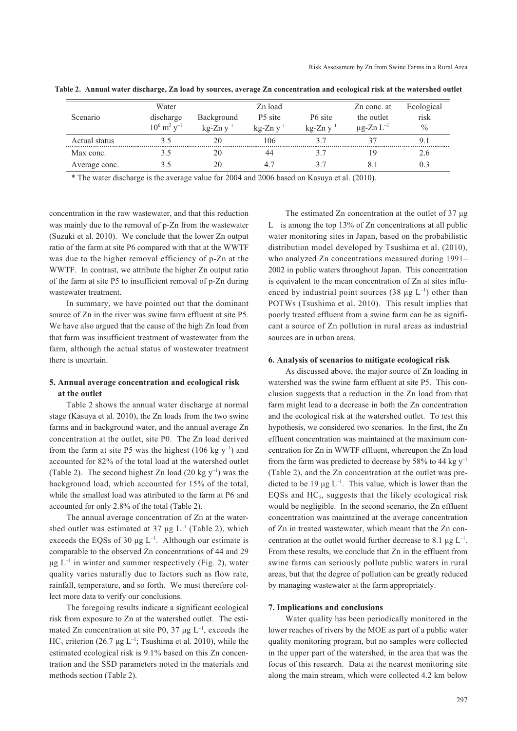**Table 2. Annual water discharge, Zn load by sources, average Zn concentration and ecological risk at the watershed outlet**

| Scenario | Water discharge $10^6$ m$^3$ y$^{-1}$ | Background kg-Zn y$^{-1}$ | Zn load P5 site kg-Zn y$^{-1}$ | P6 site kg-Zn y$^{-1}$ | Zn conc. at the outlet μg-Zn L$^{-1}$ | Ecological risk % |
|---|---|---|---|---|---|---|
| Actual status | 3.5 | 20 | 106 | 3.7 | 37 | 9.1 |
| Max conc. | 3.5 | 20 | 44 | 3.7 | 19 | 2.6 |
| Average conc. | 3.5 | 20 | 4.7 | 3.7 | 8.1 | 0.3 |

* The water discharge is the average value for 2004 and 2006 based on Kasuya et al. (2010).

concentration in the raw wastewater, and that this reduction was mainly due to the removal of p-Zn from the wastewater (Suzuki et al. 2010). We conclude that the lower Zn output ratio of the farm at site P6 compared with that at the WWTF was due to the higher removal efficiency of p-Zn at the WWTF. In contrast, we attribute the higher Zn output ratio of the farm at site P5 to insufficient removal of p-Zn during wastewater treatment.

In summary, we have pointed out that the dominant source of Zn in the river was swine farm effluent at site P5. We have also argued that the cause of the high Zn load from that farm was insufficient treatment of wastewater from the farm, although the actual status of wastewater treatment there is uncertain.

## 5. Annual average concentration and ecological risk at the outlet

Table 2 shows the annual water discharge at normal stage (Kasuya et al. 2010), the Zn loads from the two swine farms and in background water, and the annual average Zn concentration at the outlet, site P0. The Zn load derived from the farm at site P5 was the highest (106 kg y$^{-1}$) and accounted for 82% of the total load at the watershed outlet (Table 2). The second highest Zn load (20 kg y$^{-1}$) was the background load, which accounted for 15% of the total, while the smallest load was attributed to the farm at P6 and accounted for only 2.8% of the total (Table 2).

The annual average concentration of Zn at the watershed outlet was estimated at 37 μg L$^{-1}$ (Table 2), which exceeds the EQSs of 30 μg L$^{-1}$. Although our estimate is comparable to the observed Zn concentrations of 44 and 29 μg L$^{-1}$ in winter and summer respectively (Fig. 2), water quality varies naturally due to factors such as flow rate, rainfall, temperature, and so forth. We must therefore collect more data to verify our conclusions.

The foregoing results indicate a significant ecological risk from exposure to Zn at the watershed outlet. The estimated Zn concentration at site P0, 37 μg L$^{-1}$, exceeds the $HC_5$ criterion (26.7 μg L$^{-1}$; Tsushima et al. 2010), while the estimated ecological risk is 9.1% based on this Zn concentration and the SSD parameters noted in the materials and methods section (Table 2).

The estimated Zn concentration at the outlet of 37 μg L$^{-1}$ is among the top 13% of Zn concentrations at all public water monitoring sites in Japan, based on the probabilistic distribution model developed by Tsushima et al. (2010), who analyzed Zn concentrations measured during 1991–2002 in public waters throughout Japan. This concentration is equivalent to the mean concentration of Zn at sites influenced by industrial point sources (38 μg L$^{-1}$) other than POTWs (Tsushima et al. 2010). This result implies that poorly treated effluent from a swine farm can be as significant a source of Zn pollution in rural areas as industrial sources are in urban areas.

## 6. Analysis of scenarios to mitigate ecological risk

As discussed above, the major source of Zn loading in watershed was the swine farm effluent at site P5. This conclusion suggests that a reduction in the Zn load from that farm might lead to a decrease in both the Zn concentration and the ecological risk at the watershed outlet. To test this hypothesis, we considered two scenarios. In the first, the Zn effluent concentration was maintained at the maximum concentration for Zn in WWTF effluent, whereupon the Zn load from the farm was predicted to decrease by 58% to 44 kg y$^{-1}$ (Table 2), and the Zn concentration at the outlet was predicted to be 19 μg L$^{-1}$. This value, which is lower than the EQSs and $HC_5$, suggests that the likely ecological risk would be negligible. In the second scenario, the Zn effluent concentration was maintained at the average concentration of Zn in treated wastewater, which meant that the Zn concentration at the outlet would further decrease to 8.1 μg L$^{-1}$. From these results, we conclude that Zn in the effluent from swine farms can seriously pollute public waters in rural areas, but that the degree of pollution can be greatly reduced by managing wastewater at the farm appropriately.

## 7. Implications and conclusions

Water quality has been periodically monitored in the lower reaches of rivers by the MOE as part of a public water quality monitoring program, but no samples were collected in the upper part of the watershed, in the area that was the focus of this research. Data at the nearest monitoring site along the main stream, which were collected 4.2 km below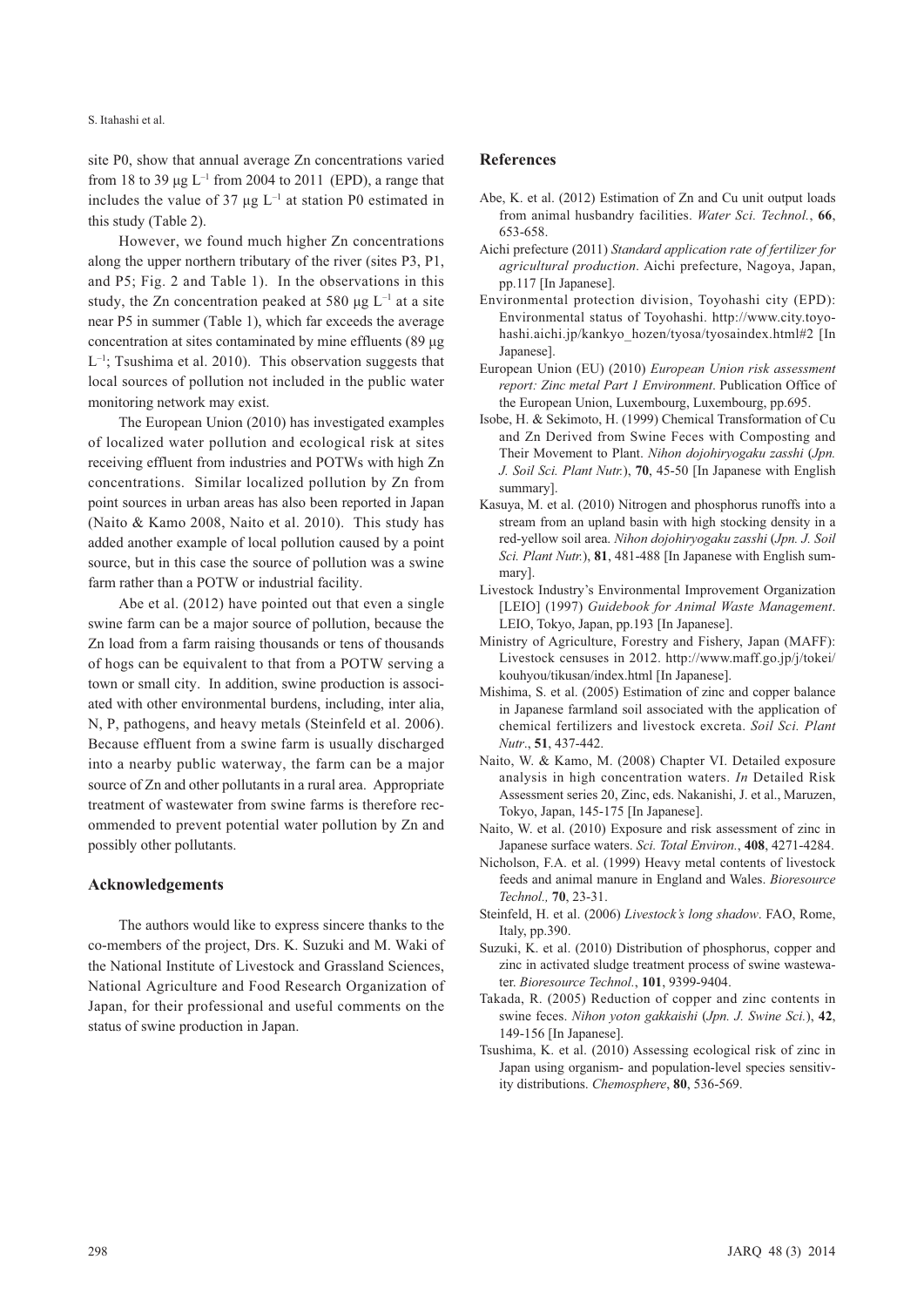site P0, show that annual average Zn concentrations varied from 18 to 39 μg $L^{-1}$ from 2004 to 2011 (EPD), a range that includes the value of 37 μg $L^{-1}$ at station P0 estimated in this study (Table 2).

However, we found much higher Zn concentrations along the upper northern tributary of the river (sites P3, P1, and P5; Fig. 2 and Table 1). In the observations in this study, the Zn concentration peaked at 580 μg $L^{-1}$ at a site near P5 in summer (Table 1), which far exceeds the average concentration at sites contaminated by mine effluents (89 μg $L^{-1}$; Tsushima et al. 2010). This observation suggests that local sources of pollution not included in the public water monitoring network may exist.

The European Union (2010) has investigated examples of localized water pollution and ecological risk at sites receiving effluent from industries and POTWs with high Zn concentrations. Similar localized pollution by Zn from point sources in urban areas has also been reported in Japan (Naito & Kamo 2008, Naito et al. 2010). This study has added another example of local pollution caused by a point source, but in this case the source of pollution was a swine farm rather than a POTW or industrial facility.

Abe et al. (2012) have pointed out that even a single swine farm can be a major source of pollution, because the Zn load from a farm raising thousands or tens of thousands of hogs can be equivalent to that from a POTW serving a town or small city. In addition, swine production is associated with other environmental burdens, including, inter alia, N, P, pathogens, and heavy metals (Steinfeld et al. 2006). Because effluent from a swine farm is usually discharged into a nearby public waterway, the farm can be a major source of Zn and other pollutants in a rural area. Appropriate treatment of wastewater from swine farms is therefore recommended to prevent potential water pollution by Zn and possibly other pollutants.

## Acknowledgements

The authors would like to express sincere thanks to the co-members of the project, Drs. K. Suzuki and M. Waki of the National Institute of Livestock and Grassland Sciences, National Agriculture and Food Research Organization of Japan, for their professional and useful comments on the status of swine production in Japan.

## References

Abe, K. et al. (2012) Estimation of Zn and Cu unit output loads from animal husbandry facilities. *Water Sci. Technol.*, **66**, 653-658.

Aichi prefecture (2011) *Standard application rate of fertilizer for agricultural production*. Aichi prefecture, Nagoya, Japan, pp.117 [In Japanese].

Environmental protection division, Toyohashi city (EPD): Environmental status of Toyohashi. http://www.city.toyohashi.aichi.jp/kankyo_hozen/tyosa/tyosaindex.html#2 [In Japanese].

European Union (EU) (2010) *European Union risk assessment report: Zinc metal Part 1 Environment*. Publication Office of the European Union, Luxembourg, Luxembourg, pp.695.

Isobe, H. & Sekimoto, H. (1999) Chemical Transformation of Cu and Zn Derived from Swine Feces with Composting and Their Movement to Plant. *Nihon dojohiryogaku zasshi* (*Jpn. J. Soil Sci. Plant Nutr.*), **70**, 45-50 [In Japanese with English summary].

Kasuya, M. et al. (2010) Nitrogen and phosphorus runoffs into a stream from an upland basin with high stocking density in a red-yellow soil area. *Nihon dojohiryogaku zasshi* (*Jpn. J. Soil Sci. Plant Nutr.*), **81**, 481-488 [In Japanese with English summary].

Livestock Industry's Environmental Improvement Organization [LEIO] (1997) *Guidebook for Animal Waste Management*. LEIO, Tokyo, Japan, pp.193 [In Japanese].

Ministry of Agriculture, Forestry and Fishery, Japan (MAFF): Livestock censuses in 2012. http://www.maff.go.jp/j/tokei/kouhyou/tikusan/index.html [In Japanese].

Mishima, S. et al. (2005) Estimation of zinc and copper balance in Japanese farmland soil associated with the application of chemical fertilizers and livestock excreta. *Soil Sci. Plant Nutr*., **51**, 437-442.

Naito, W. & Kamo, M. (2008) Chapter VI. Detailed exposure analysis in high concentration waters. *In* Detailed Risk Assessment series 20, Zinc, eds. Nakanishi, J. et al., Maruzen, Tokyo, Japan, 145-175 [In Japanese].

Naito, W. et al. (2010) Exposure and risk assessment of zinc in Japanese surface waters. *Sci. Total Environ.*, **408**, 4271-4284.

Nicholson, F.A. et al. (1999) Heavy metal contents of livestock feeds and animal manure in England and Wales. *Bioresource Technol.,* **70**, 23-31.

Steinfeld, H. et al. (2006) *Livestock's long shadow*. FAO, Rome, Italy, pp.390.

Suzuki, K. et al. (2010) Distribution of phosphorus, copper and zinc in activated sludge treatment process of swine wastewater. *Bioresource Technol.*, **101**, 9399-9404.

Takada, R. (2005) Reduction of copper and zinc contents in swine feces. *Nihon yoton gakkaishi* (*Jpn. J. Swine Sci.*), **42**, 149-156 [In Japanese].

Tsushima, K. et al. (2010) Assessing ecological risk of zinc in Japan using organism- and population-level species sensitivity distributions. *Chemosphere*, **80**, 536-569.